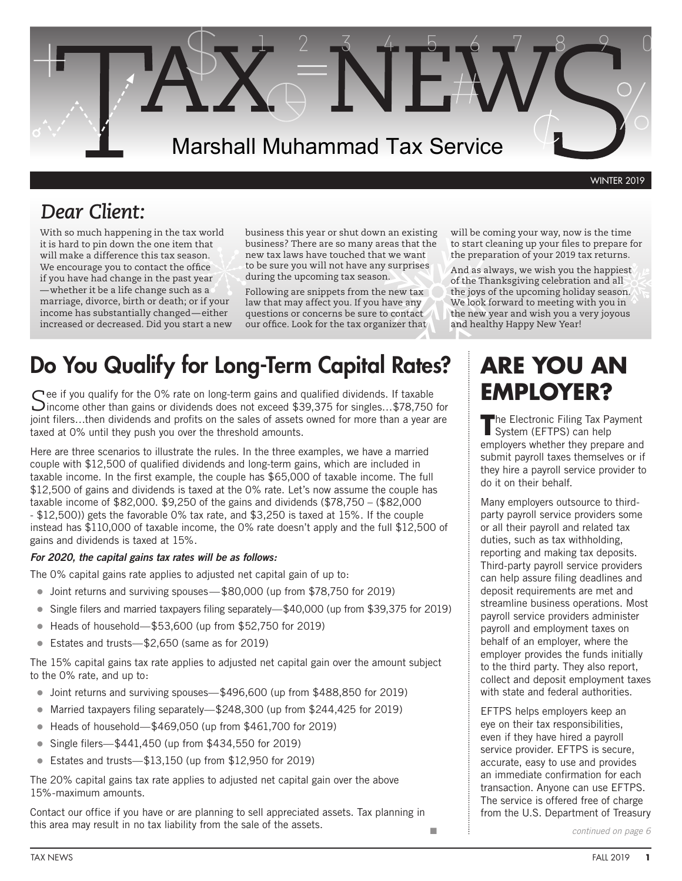# TAX NEWS

Marshall Muhammad Tax Service

WINTER 2019

## *Dear Client:*

With so much happening in the tax world it is hard to pin down the one item that will make a difference this tax season. We encourage you to contact the office if you have had change in the past year —whether it be a life change such as a marriage, divorce, birth or death; or if your income has substantially changed—either increased or decreased. Did you start a new business this year or shut down an existing business? There are so many areas that the new tax laws have touched that we want to be sure you will not have any surprises during the upcoming tax season.

Following are snippets from the new tax law that may affect you. If you have any questions or concerns be sure to contact our office. Look for the tax organizer that will be coming your way, now is the time to start cleaning up your files to prepare for the preparation of your 2019 tax returns.

And as always, we wish you the happiest of the Thanksgiving celebration and all the joys of the upcoming holiday season. We look forward to meeting with you in the new year and wish you a very joyous and healthy Happy New Year!

## Do You Qualify for Long-Term Capital Rates?

See if you qualify for the 0% rate on long-term gains and qualified dividends. If taxable income other than gains or dividends does not exceed $39,375 for singles…$78,750 for joint filers…then dividends and profits on the sales of assets owned for more than a year are taxed at 0% until they push you over the threshold amounts.

Here are three scenarios to illustrate the rules. In the three examples, we have a married couple with $12,500 of qualified dividends and long-term gains, which are included in taxable income. In the first example, the couple has $65,000 of taxable income. The full $12,500 of gains and dividends is taxed at the 0% rate. Let's now assume the couple has taxable income of $82,000. $9,250 of the gains and dividends ($78,750 – ($82,000 - $12,500)) gets the favorable 0% tax rate, and $3,250 is taxed at 15%. If the couple instead has $110,000 of taxable income, the 0% rate doesn't apply and the full $12,500 of gains and dividends is taxed at 15%.

***For 2020, the capital gains tax rates will be as follows:***

The 0% capital gains rate applies to adjusted net capital gain of up to:

- Joint returns and surviving spouses—$80,000 (up from $78,750 for 2019)
- Single filers and married taxpayers filing separately—$40,000 (up from $39,375 for 2019)
- Heads of household—$53,600 (up from $52,750 for 2019)
- Estates and trusts—$2,650 (same as for 2019)

The 15% capital gains tax rate applies to adjusted net capital gain over the amount subject to the 0% rate, and up to:

- Joint returns and surviving spouses—$496,600 (up from $488,850 for 2019)
- Married taxpayers filing separately—$248,300 (up from $244,425 for 2019)
- Heads of household—$469,050 (up from $461,700 for 2019)
- Single filers—$441,450 (up from $434,550 for 2019)
- Estates and trusts—$13,150 (up from $12,950 for 2019)

The 20% capital gains tax rate applies to adjusted net capital gain over the above 15%-maximum amounts.

Contact our office if you have or are planning to sell appreciated assets. Tax planning in this area may result in no tax liability from the sale of the assets.

## ARE YOU AN EMPLOYER?

The Electronic Filing Tax Payment System (EFTPS) can help employers whether they prepare and submit payroll taxes themselves or if they hire a payroll service provider to do it on their behalf.

Many employers outsource to third-party payroll service providers some or all their payroll and related tax duties, such as tax withholding, reporting and making tax deposits. Third-party payroll service providers can help assure filing deadlines and deposit requirements are met and streamline business operations. Most payroll service providers administer payroll and employment taxes on behalf of an employer, where the employer provides the funds initially to the third party. They also report, collect and deposit employment taxes with state and federal authorities.

EFTPS helps employers keep an eye on their tax responsibilities, even if they have hired a payroll service provider. EFTPS is secure, accurate, easy to use and provides an immediate confirmation for each transaction. Anyone can use EFTPS. The service is offered free of charge from the U.S. Department of Treasury

*continued on page 6*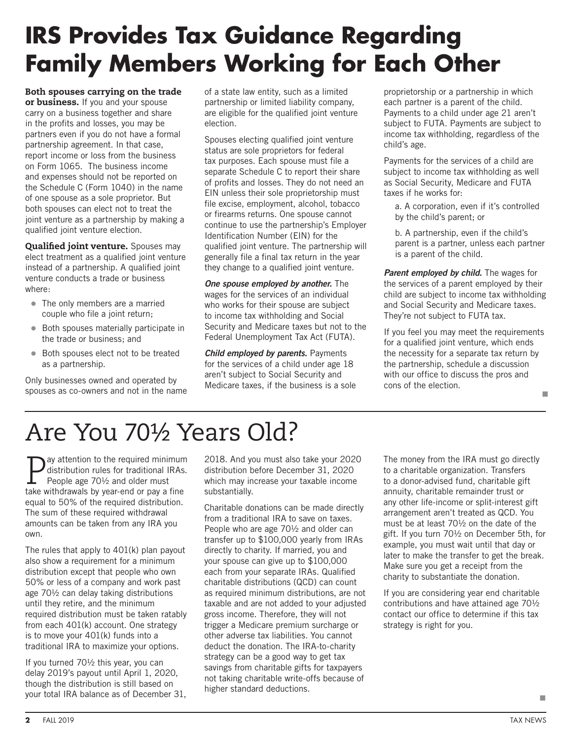# IRS Provides Tax Guidance Regarding Family Members Working for Each Other

**Both spouses carrying on the trade or business.** If you and your spouse carry on a business together and share in the profits and losses, you may be partners even if you do not have a formal partnership agreement. In that case, report income or loss from the business on Form 1065. The business income and expenses should not be reported on the Schedule C (Form 1040) in the name of one spouse as a sole proprietor. But both spouses can elect not to treat the joint venture as a partnership by making a qualified joint venture election.

**Qualified joint venture.** Spouses may elect treatment as a qualified joint venture instead of a partnership. A qualified joint venture conducts a trade or business where:

- The only members are a married couple who file a joint return;
- Both spouses materially participate in the trade or business; and
- Both spouses elect not to be treated as a partnership.

Only businesses owned and operated by spouses as co-owners and not in the name of a state law entity, such as a limited partnership or limited liability company, are eligible for the qualified joint venture election.

Spouses electing qualified joint venture status are sole proprietors for federal tax purposes. Each spouse must file a separate Schedule C to report their share of profits and losses. They do not need an EIN unless their sole proprietorship must file excise, employment, alcohol, tobacco or firearms returns. One spouse cannot continue to use the partnership's Employer Identification Number (EIN) for the qualified joint venture. The partnership will generally file a final tax return in the year they change to a qualified joint venture.

***One spouse employed by another.*** The wages for the services of an individual who works for their spouse are subject to income tax withholding and Social Security and Medicare taxes but not to the Federal Unemployment Tax Act (FUTA).

***Child employed by parents.*** Payments for the services of a child under age 18 aren't subject to Social Security and Medicare taxes, if the business is a sole proprietorship or a partnership in which each partner is a parent of the child. Payments to a child under age 21 aren't subject to FUTA. Payments are subject to income tax withholding, regardless of the child's age.

Payments for the services of a child are subject to income tax withholding as well as Social Security, Medicare and FUTA taxes if he works for:

a. A corporation, even if it's controlled by the child's parent; or

b. A partnership, even if the child's parent is a partner, unless each partner is a parent of the child.

***Parent employed by child.*** The wages for the services of a parent employed by their child are subject to income tax withholding and Social Security and Medicare taxes. They're not subject to FUTA tax.

If you feel you may meet the requirements for a qualified joint venture, which ends the necessity for a separate tax return by the partnership, schedule a discussion with our office to discuss the pros and cons of the election.

# Are You 70½ Years Old?

Pay attention to the required minimum distribution rules for traditional IRAs. People age 70½ and older must take withdrawals by year-end or pay a fine equal to 50% of the required distribution. The sum of these required withdrawal amounts can be taken from any IRA you own.

The rules that apply to 401(k) plan payout also show a requirement for a minimum distribution except that people who own 50% or less of a company and work past age 70½ can delay taking distributions until they retire, and the minimum required distribution must be taken ratably from each 401(k) account. One strategy is to move your 401(k) funds into a traditional IRA to maximize your options.

If you turned 70½ this year, you can delay 2019's payout until April 1, 2020, though the distribution is still based on your total IRA balance as of December 31, 2018. And you must also take your 2020 distribution before December 31, 2020 which may increase your taxable income substantially.

Charitable donations can be made directly from a traditional IRA to save on taxes. People who are age 70½ and older can transfer up to $100,000 yearly from IRAs directly to charity. If married, you and your spouse can give up to $100,000 each from your separate IRAs. Qualified charitable distributions (QCD) can count as required minimum distributions, are not taxable and are not added to your adjusted gross income. Therefore, they will not trigger a Medicare premium surcharge or other adverse tax liabilities. You cannot deduct the donation. The IRA-to-charity strategy can be a good way to get tax savings from charitable gifts for taxpayers not taking charitable write-offs because of higher standard deductions.

The money from the IRA must go directly to a charitable organization. Transfers to a donor-advised fund, charitable gift annuity, charitable remainder trust or any other life-income or split-interest gift arrangement aren't treated as QCD. You must be at least 70½ on the date of the gift. If you turn 70½ on December 5th, for example, you must wait until that day or later to make the transfer to get the break. Make sure you get a receipt from the charity to substantiate the donation.

If you are considering year end charitable contributions and have attained age 70½ contact our office to determine if this tax strategy is right for you.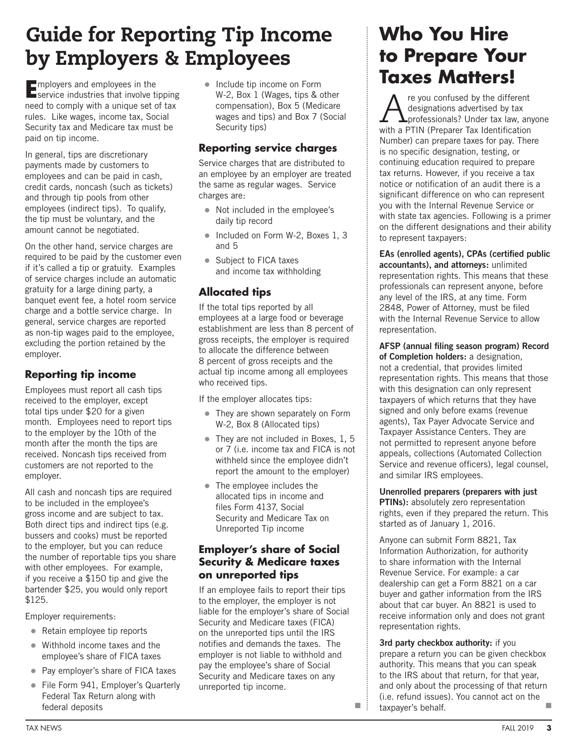# Guide for Reporting Tip Income by Employers & Employees

Employers and employees in the service industries that involve tipping need to comply with a unique set of tax rules. Like wages, income tax, Social Security tax and Medicare tax must be paid on tip income.

In general, tips are discretionary payments made by customers to employees and can be paid in cash, credit cards, noncash (such as tickets) and through tip pools from other employees (indirect tips). To qualify, the tip must be voluntary, and the amount cannot be negotiated.

On the other hand, service charges are required to be paid by the customer even if it's called a tip or gratuity. Examples of service charges include an automatic gratuity for a large dining party, a banquet event fee, a hotel room service charge and a bottle service charge. In general, service charges are reported as non-tip wages paid to the employee, excluding the portion retained by the employer.

## Reporting tip income

Employees must report all cash tips received to the employer, except total tips under $20 for a given month. Employees need to report tips to the employer by the 10th of the month after the month the tips are received. Noncash tips received from customers are not reported to the employer.

All cash and noncash tips are required to be included in the employee's gross income and are subject to tax. Both direct tips and indirect tips (e.g. bussers and cooks) must be reported to the employer, but you can reduce the number of reportable tips you share with other employees. For example, if you receive a $150 tip and give the bartender $25, you would only report $125.

Employer requirements:

- Retain employee tip reports
- Withhold income taxes and the employee's share of FICA taxes
- Pay employer's share of FICA taxes
- File Form 941, Employer's Quarterly Federal Tax Return along with federal deposits
- Include tip income on Form W-2, Box 1 (Wages, tips & other compensation), Box 5 (Medicare wages and tips) and Box 7 (Social Security tips)

## Reporting service charges

Service charges that are distributed to an employee by an employer are treated the same as regular wages. Service charges are:

- Not included in the employee's daily tip record
- Included on Form W-2, Boxes 1, 3 and 5
- Subject to FICA taxes and income tax withholding

## Allocated tips

If the total tips reported by all employees at a large food or beverage establishment are less than 8 percent of gross receipts, the employer is required to allocate the difference between 8 percent of gross receipts and the actual tip income among all employees who received tips.

If the employer allocates tips:

- They are shown separately on Form W-2, Box 8 (Allocated tips)
- They are not included in Boxes, 1, 5 or 7 (i.e. income tax and FICA is not withheld since the employee didn't report the amount to the employer)
- The employee includes the allocated tips in income and files Form 4137, Social Security and Medicare Tax on Unreported Tip income

## Employer's share of Social Security & Medicare taxes on unreported tips

If an employee fails to report their tips to the employer, the employer is not liable for the employer's share of Social Security and Medicare taxes (FICA) on the unreported tips until the IRS notifies and demands the taxes. The employer is not liable to withhold and pay the employee's share of Social Security and Medicare taxes on any unreported tip income.

# Who You Hire to Prepare Your Taxes Matters!

Are you confused by the different designations advertised by tax professionals? Under tax law, anyone with a PTIN (Preparer Tax Identification Number) can prepare taxes for pay. There is no specific designation, testing, or continuing education required to prepare tax returns. However, if you receive a tax notice or notification of an audit there is a significant difference on who can represent you with the Internal Revenue Service or with state tax agencies. Following is a primer on the different designations and their ability to represent taxpayers:

**EAs (enrolled agents), CPAs (certified public accountants), and attorneys:** unlimited representation rights. This means that these professionals can represent anyone, before any level of the IRS, at any time. Form 2848, Power of Attorney, must be filed with the Internal Revenue Service to allow representation.

**AFSP (annual filing season program) Record of Completion holders:** a designation, not a credential, that provides limited representation rights. This means that those with this designation can only represent taxpayers of which returns that they have signed and only before exams (revenue agents), Tax Payer Advocate Service and Taxpayer Assistance Centers. They are not permitted to represent anyone before appeals, collections (Automated Collection Service and revenue officers), legal counsel, and similar IRS employees.

**Unenrolled preparers (preparers with just PTINs):** absolutely zero representation rights, even if they prepared the return. This started as of January 1, 2016.

Anyone can submit Form 8821, Tax Information Authorization, for authority to share information with the Internal Revenue Service. For example: a car dealership can get a Form 8821 on a car buyer and gather information from the IRS about that car buyer. An 8821 is used to receive information only and does not grant representation rights.

**3rd party checkbox authority:** if you prepare a return you can be given checkbox authority. This means that you can speak to the IRS about that return, for that year, and only about the processing of that return (i.e. refund issues). You cannot act on the taxpayer's behalf.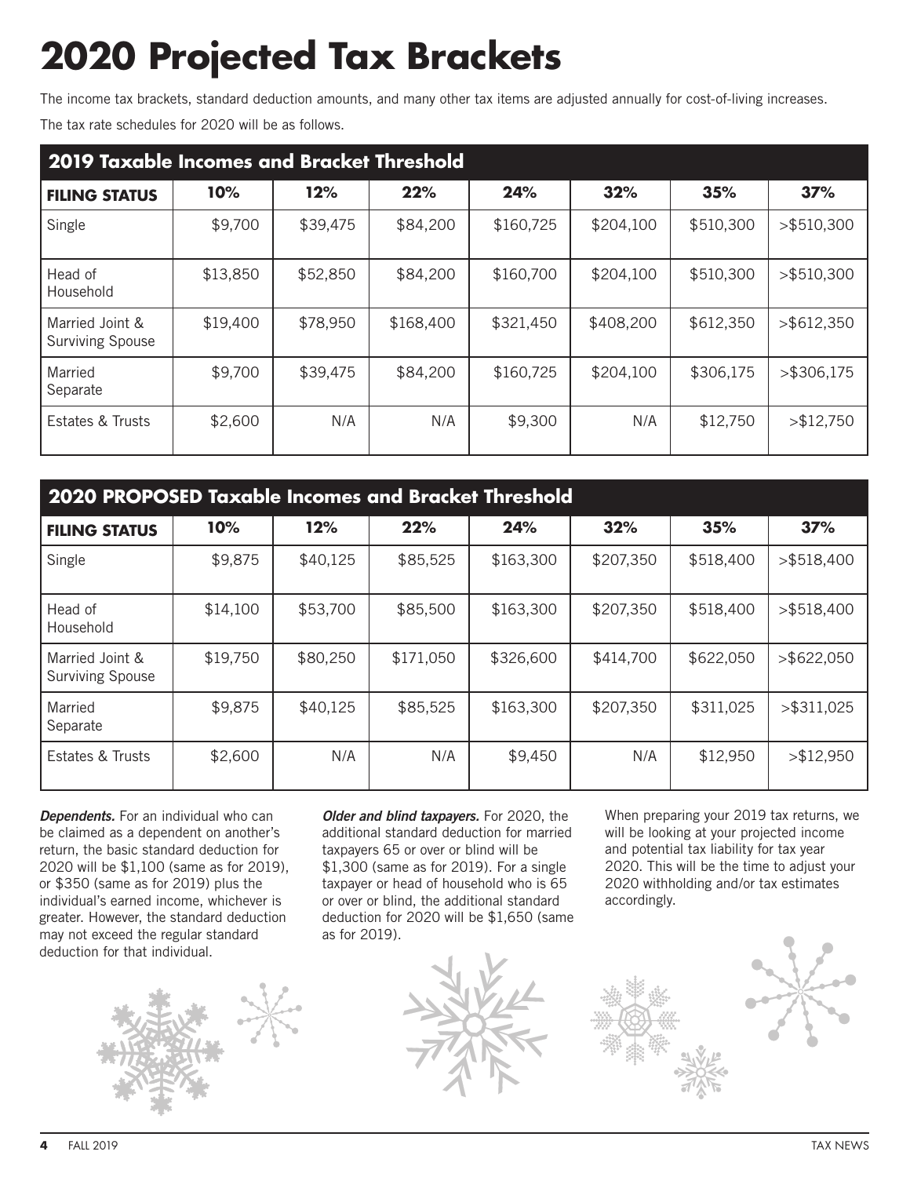# 2020 Projected Tax Brackets

The income tax brackets, standard deduction amounts, and many other tax items are adjusted annually for cost-of-living increases.

The tax rate schedules for 2020 will be as follows.

## 2019 Taxable Incomes and Bracket Threshold

| FILING STATUS | 10% | 12% | 22% | 24% | 32% | 35% | 37% |
|---|---|---|---|---|---|---|---|
| Single | $9,700 | $39,475 | $84,200 | $160,725 | $204,100 | $510,300 | >$510,300 |
| Head of Household | $13,850 | $52,850 | $84,200 | $160,700 | $204,100 | $510,300 | >$510,300 |
| Married Joint & Surviving Spouse | $19,400 | $78,950 | $168,400 | $321,450 | $408,200 | $612,350 | >$612,350 |
| Married Separate | $9,700 | $39,475 | $84,200 | $160,725 | $204,100 | $306,175 | >$306,175 |
| Estates & Trusts | $2,600 | N/A | N/A | $9,300 | N/A | $12,750 | >$12,750 |

## 2020 PROPOSED Taxable Incomes and Bracket Threshold

| FILING STATUS | 10% | 12% | 22% | 24% | 32% | 35% | 37% |
|---|---|---|---|---|---|---|---|
| Single | $9,875 | $40,125 | $85,525 | $163,300 | $207,350 | $518,400 | >$518,400 |
| Head of Household | $14,100 | $53,700 | $85,500 | $163,300 | $207,350 | $518,400 | >$518,400 |
| Married Joint & Surviving Spouse | $19,750 | $80,250 | $171,050 | $326,600 | $414,700 | $622,050 | >$622,050 |
| Married Separate | $9,875 | $40,125 | $85,525 | $163,300 | $207,350 | $311,025 | >$311,025 |
| Estates & Trusts | $2,600 | N/A | N/A | $9,450 | N/A | $12,950 | >$12,950 |

***Dependents.*** For an individual who can be claimed as a dependent on another's return, the basic standard deduction for 2020 will be $1,100 (same as for 2019), or $350 (same as for 2019) plus the individual's earned income, whichever is greater. However, the standard deduction may not exceed the regular standard deduction for that individual.

***Older and blind taxpayers.*** For 2020, the additional standard deduction for married taxpayers 65 or over or blind will be $1,300 (same as for 2019). For a single taxpayer or head of household who is 65 or over or blind, the additional standard deduction for 2020 will be $1,650 (same as for 2019).

When preparing your 2019 tax returns, we will be looking at your projected income and potential tax liability for tax year 2020. This will be the time to adjust your 2020 withholding and/or tax estimates accordingly.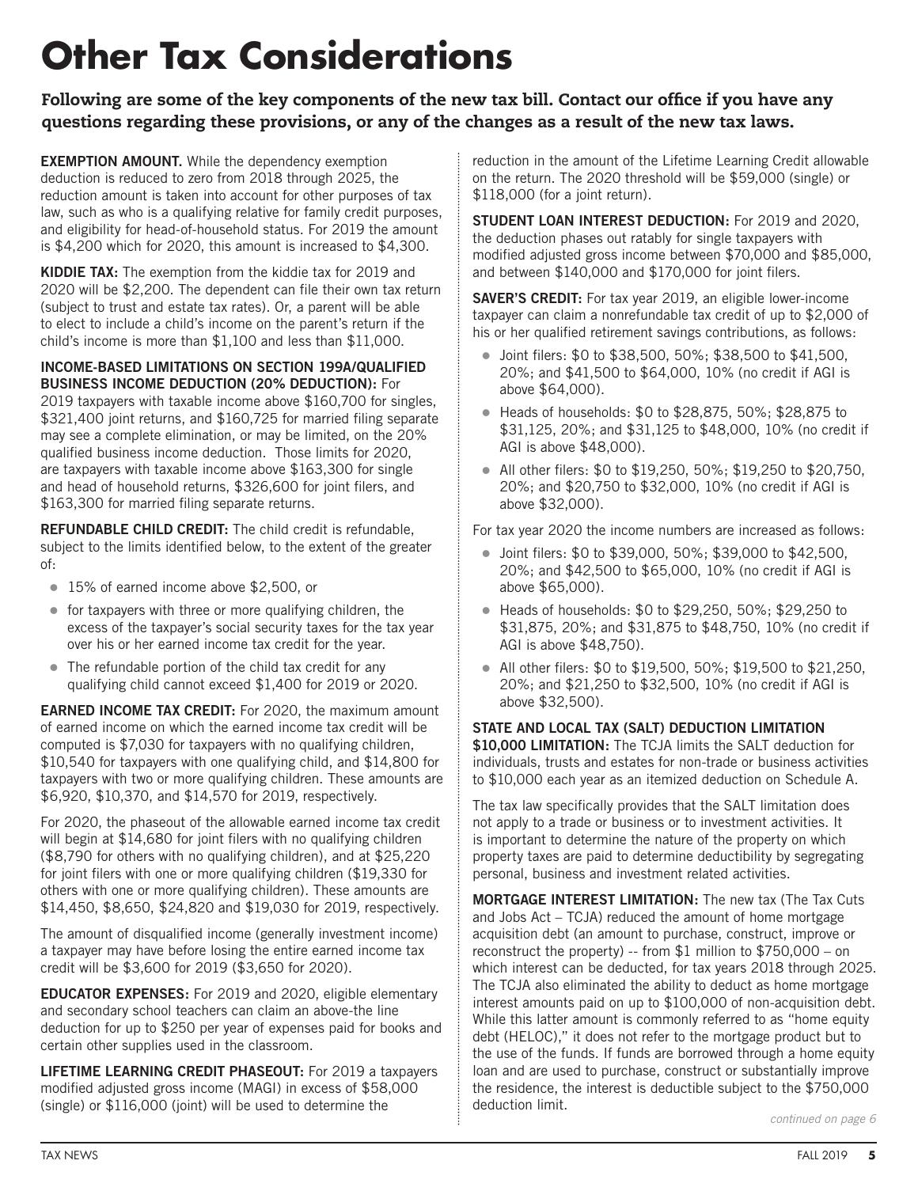# Other Tax Considerations

**Following are some of the key components of the new tax bill. Contact our office if you have any questions regarding these provisions, or any of the changes as a result of the new tax laws.**

**EXEMPTION AMOUNT.** While the dependency exemption deduction is reduced to zero from 2018 through 2025, the reduction amount is taken into account for other purposes of tax law, such as who is a qualifying relative for family credit purposes, and eligibility for head-of-household status. For 2019 the amount is $4,200 which for 2020, this amount is increased to $4,300.

**KIDDIE TAX:** The exemption from the kiddie tax for 2019 and 2020 will be $2,200. The dependent can file their own tax return (subject to trust and estate tax rates). Or, a parent will be able to elect to include a child's income on the parent's return if the child's income is more than $1,100 and less than $11,000.

**INCOME-BASED LIMITATIONS ON SECTION 199A/QUALIFIED BUSINESS INCOME DEDUCTION (20% DEDUCTION):** For 2019 taxpayers with taxable income above $160,700 for singles, $321,400 joint returns, and $160,725 for married filing separate may see a complete elimination, or may be limited, on the 20% qualified business income deduction. Those limits for 2020, are taxpayers with taxable income above $163,300 for single and head of household returns, $326,600 for joint filers, and $163,300 for married filing separate returns.

**REFUNDABLE CHILD CREDIT:** The child credit is refundable, subject to the limits identified below, to the extent of the greater of:

- 15% of earned income above $2,500, or
- for taxpayers with three or more qualifying children, the excess of the taxpayer's social security taxes for the tax year over his or her earned income tax credit for the year.
- The refundable portion of the child tax credit for any qualifying child cannot exceed $1,400 for 2019 or 2020.

**EARNED INCOME TAX CREDIT:** For 2020, the maximum amount of earned income on which the earned income tax credit will be computed is $7,030 for taxpayers with no qualifying children, $10,540 for taxpayers with one qualifying child, and $14,800 for taxpayers with two or more qualifying children. These amounts are $6,920, $10,370, and $14,570 for 2019, respectively.

For 2020, the phaseout of the allowable earned income tax credit will begin at $14,680 for joint filers with no qualifying children ($8,790 for others with no qualifying children), and at $25,220 for joint filers with one or more qualifying children ($19,330 for others with one or more qualifying children). These amounts are $14,450, $8,650, $24,820 and $19,030 for 2019, respectively.

The amount of disqualified income (generally investment income) a taxpayer may have before losing the entire earned income tax credit will be $3,600 for 2019 ($3,650 for 2020).

**EDUCATOR EXPENSES:** For 2019 and 2020, eligible elementary and secondary school teachers can claim an above-the line deduction for up to $250 per year of expenses paid for books and certain other supplies used in the classroom.

**LIFETIME LEARNING CREDIT PHASEOUT:** For 2019 a taxpayers modified adjusted gross income (MAGI) in excess of $58,000 (single) or $116,000 (joint) will be used to determine the reduction in the amount of the Lifetime Learning Credit allowable on the return. The 2020 threshold will be $59,000 (single) or $118,000 (for a joint return).

**STUDENT LOAN INTEREST DEDUCTION:** For 2019 and 2020, the deduction phases out ratably for single taxpayers with modified adjusted gross income between $70,000 and $85,000, and between $140,000 and $170,000 for joint filers.

**SAVER'S CREDIT:** For tax year 2019, an eligible lower-income taxpayer can claim a nonrefundable tax credit of up to $2,000 of his or her qualified retirement savings contributions, as follows:

- Joint filers: $0 to $38,500, 50%; $38,500 to $41,500, 20%; and $41,500 to $64,000, 10% (no credit if AGI is above $64,000).
- Heads of households: $0 to $28,875, 50%; $28,875 to $31,125, 20%; and $31,125 to $48,000, 10% (no credit if AGI is above $48,000).
- All other filers: $0 to $19,250, 50%; $19,250 to $20,750, 20%; and $20,750 to $32,000, 10% (no credit if AGI is above $32,000).

For tax year 2020 the income numbers are increased as follows:

- Joint filers: $0 to $39,000, 50%; $39,000 to $42,500, 20%; and $42,500 to $65,000, 10% (no credit if AGI is above $65,000).
- Heads of households: $0 to $29,250, 50%; $29,250 to $31,875, 20%; and $31,875 to $48,750, 10% (no credit if AGI is above $48,750).
- All other filers: $0 to $19,500, 50%; $19,500 to $21,250, 20%; and $21,250 to $32,500, 10% (no credit if AGI is above $32,500).

**STATE AND LOCAL TAX (SALT) DEDUCTION LIMITATION $10,000 LIMITATION:** The TCJA limits the SALT deduction for individuals, trusts and estates for non-trade or business activities to $10,000 each year as an itemized deduction on Schedule A.

The tax law specifically provides that the SALT limitation does not apply to a trade or business or to investment activities. It is important to determine the nature of the property on which property taxes are paid to determine deductibility by segregating personal, business and investment related activities.

**MORTGAGE INTEREST LIMITATION:** The new tax (The Tax Cuts and Jobs Act – TCJA) reduced the amount of home mortgage acquisition debt (an amount to purchase, construct, improve or reconstruct the property) -- from $1 million to $750,000 – on which interest can be deducted, for tax years 2018 through 2025. The TCJA also eliminated the ability to deduct as home mortgage interest amounts paid on up to $100,000 of non-acquisition debt. While this latter amount is commonly referred to as "home equity debt (HELOC)," it does not refer to the mortgage product but to the use of the funds. If funds are borrowed through a home equity loan and are used to purchase, construct or substantially improve the residence, the interest is deductible subject to the $750,000 deduction limit.

*continued on page 6*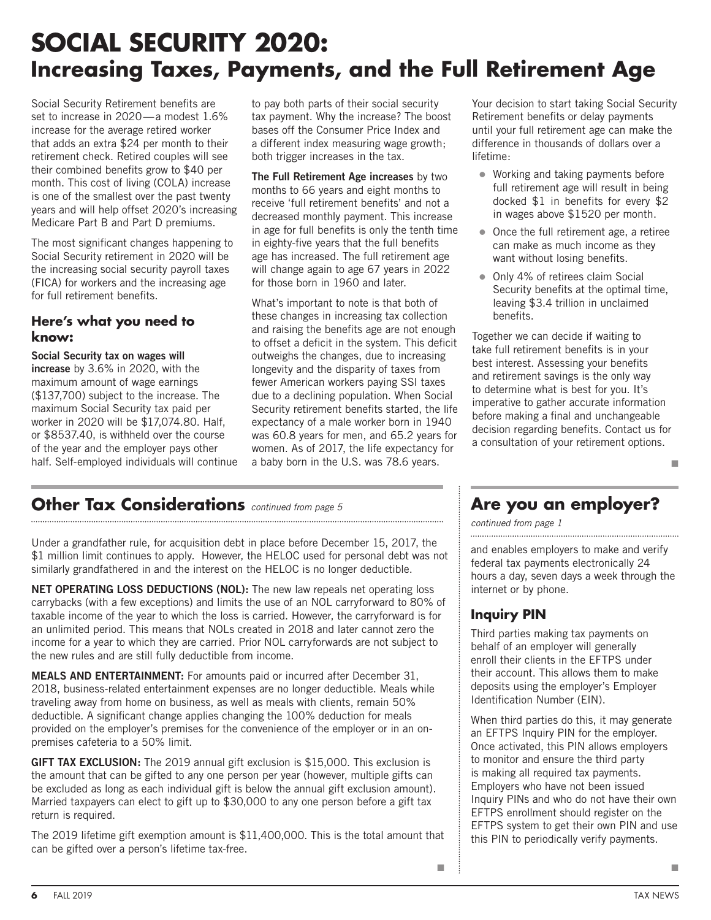# SOCIAL SECURITY 2020: Increasing Taxes, Payments, and the Full Retirement Age

Social Security Retirement benefits are set to increase in 2020—a modest 1.6% increase for the average retired worker that adds an extra $24 per month to their retirement check. Retired couples will see their combined benefits grow to $40 per month. This cost of living (COLA) increase is one of the smallest over the past twenty years and will help offset 2020's increasing Medicare Part B and Part D premiums.

The most significant changes happening to Social Security retirement in 2020 will be the increasing social security payroll taxes (FICA) for workers and the increasing age for full retirement benefits.

### Here's what you need to know:

**Social Security tax on wages will increase** by 3.6% in 2020, with the maximum amount of wage earnings ($137,700) subject to the increase. The maximum Social Security tax paid per worker in 2020 will be $17,074.80. Half, or $8537.40, is withheld over the course of the year and the employer pays other half. Self-employed individuals will continue to pay both parts of their social security tax payment. Why the increase? The boost bases off the Consumer Price Index and a different index measuring wage growth; both trigger increases in the tax.

**The Full Retirement Age increases** by two months to 66 years and eight months to receive 'full retirement benefits' and not a decreased monthly payment. This increase in age for full benefits is only the tenth time in eighty-five years that the full benefits age has increased. The full retirement age will change again to age 67 years in 2022 for those born in 1960 and later.

What's important to note is that both of these changes in increasing tax collection and raising the benefits age are not enough to offset a deficit in the system. This deficit outweighs the changes, due to increasing longevity and the disparity of taxes from fewer American workers paying SSI taxes due to a declining population. When Social Security retirement benefits started, the life expectancy of a male worker born in 1940 was 60.8 years for men, and 65.2 years for women. As of 2017, the life expectancy for a baby born in the U.S. was 78.6 years.

Your decision to start taking Social Security Retirement benefits or delay payments until your full retirement age can make the difference in thousands of dollars over a lifetime:

- Working and taking payments before full retirement age will result in being docked $1 in benefits for every $2 in wages above $1520 per month.
- Once the full retirement age, a retiree can make as much income as they want without losing benefits.
- Only 4% of retirees claim Social Security benefits at the optimal time, leaving $3.4 trillion in unclaimed benefits.

Together we can decide if waiting to take full retirement benefits is in your best interest. Assessing your benefits and retirement savings is the only way to determine what is best for you. It's imperative to gather accurate information before making a final and unchangeable decision regarding benefits. Contact us for a consultation of your retirement options.

## Other Tax Considerations *continued from page 5*

Under a grandfather rule, for acquisition debt in place before December 15, 2017, the $1 million limit continues to apply. However, the HELOC used for personal debt was not similarly grandfathered in and the interest on the HELOC is no longer deductible.

**NET OPERATING LOSS DEDUCTIONS (NOL):** The new law repeals net operating loss carrybacks (with a few exceptions) and limits the use of an NOL carryforward to 80% of taxable income of the year to which the loss is carried. However, the carryforward is for an unlimited period. This means that NOLs created in 2018 and later cannot zero the income for a year to which they are carried. Prior NOL carryforwards are not subject to the new rules and are still fully deductible from income.

**MEALS AND ENTERTAINMENT:** For amounts paid or incurred after December 31, 2018, business-related entertainment expenses are no longer deductible. Meals while traveling away from home on business, as well as meals with clients, remain 50% deductible. A significant change applies changing the 100% deduction for meals provided on the employer's premises for the convenience of the employer or in an on-premises cafeteria to a 50% limit.

**GIFT TAX EXCLUSION:** The 2019 annual gift exclusion is $15,000. This exclusion is the amount that can be gifted to any one person per year (however, multiple gifts can be excluded as long as each individual gift is below the annual gift exclusion amount). Married taxpayers can elect to gift up to $30,000 to any one person before a gift tax return is required.

The 2019 lifetime gift exemption amount is $11,400,000. This is the total amount that can be gifted over a person's lifetime tax-free.

## Are you an employer?

*continued from page 1*

and enables employers to make and verify federal tax payments electronically 24 hours a day, seven days a week through the internet or by phone.

### Inquiry PIN

Third parties making tax payments on behalf of an employer will generally enroll their clients in the EFTPS under their account. This allows them to make deposits using the employer's Employer Identification Number (EIN).

When third parties do this, it may generate an EFTPS Inquiry PIN for the employer. Once activated, this PIN allows employers to monitor and ensure the third party is making all required tax payments. Employers who have not been issued Inquiry PINs and who do not have their own EFTPS enrollment should register on the EFTPS system to get their own PIN and use this PIN to periodically verify payments.